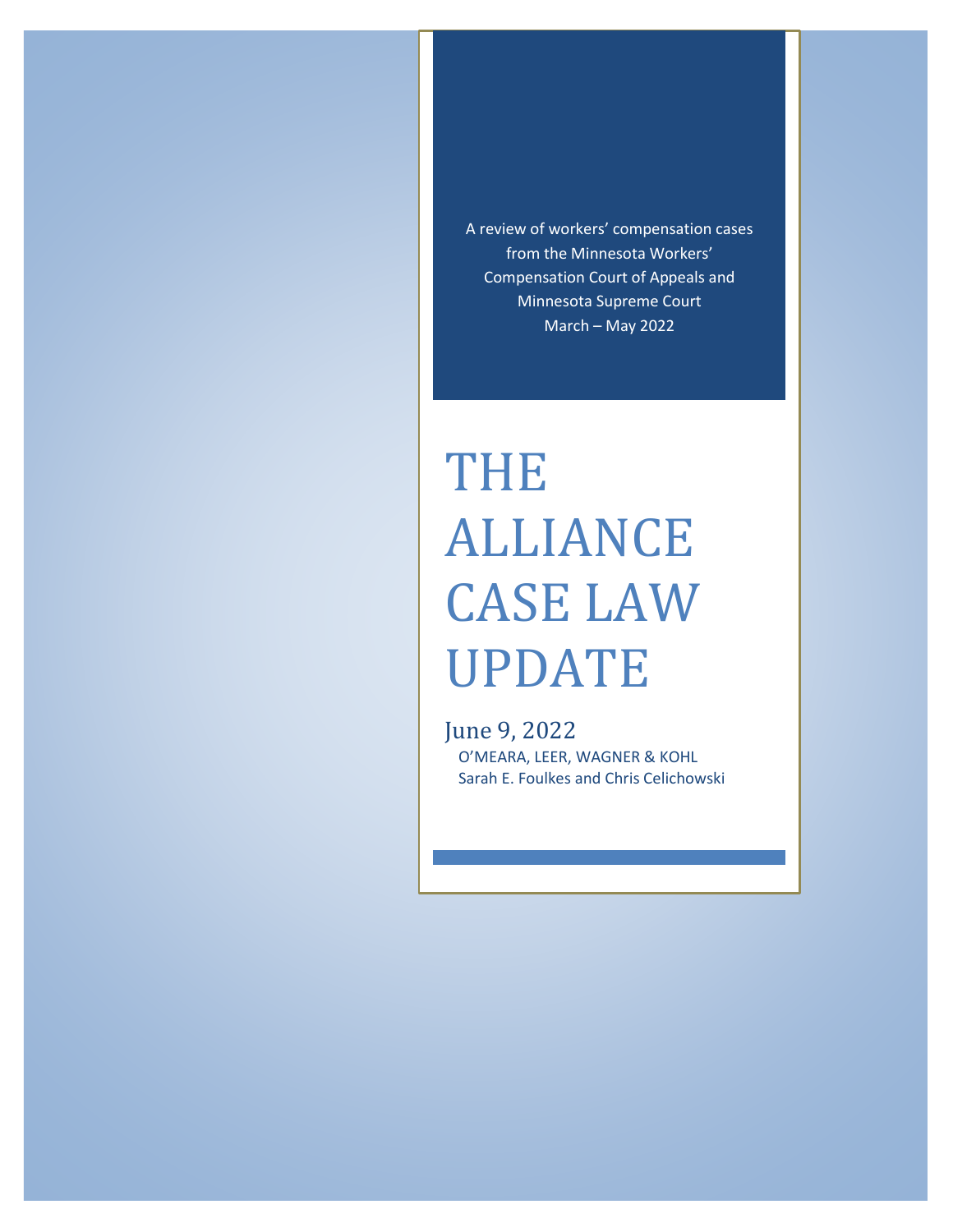A review of workers' compensation cases from the Minnesota Workers' Compensation Court of Appeals and Minnesota Supreme Court
March – May 2022

# THE ALLIANCE CASE LAW UPDATE

June 9, 2022

O'MEARA, LEER, WAGNER & KOHL
Sarah E. Foulkes and Chris Celichowski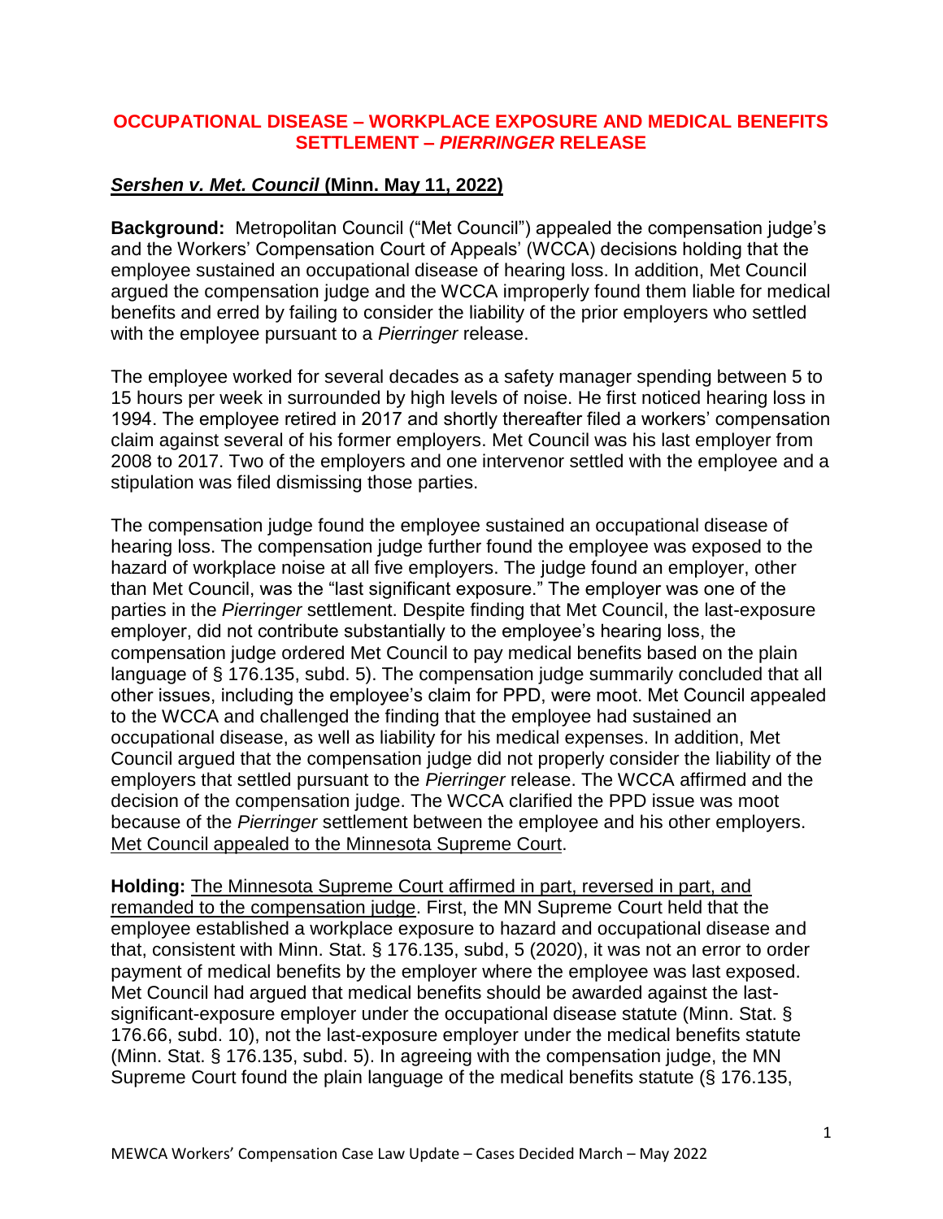**OCCUPATIONAL DISEASE – WORKPLACE EXPOSURE AND MEDICAL BENEFITS SETTLEMENT – *PIERRINGER* RELEASE**

## ***Sershen v. Met. Council* (Minn. May 11, 2022)**

**Background:** Metropolitan Council ("Met Council") appealed the compensation judge's and the Workers' Compensation Court of Appeals' (WCCA) decisions holding that the employee sustained an occupational disease of hearing loss. In addition, Met Council argued the compensation judge and the WCCA improperly found them liable for medical benefits and erred by failing to consider the liability of the prior employers who settled with the employee pursuant to a *Pierringer* release.

The employee worked for several decades as a safety manager spending between 5 to 15 hours per week in surrounded by high levels of noise. He first noticed hearing loss in 1994. The employee retired in 2017 and shortly thereafter filed a workers' compensation claim against several of his former employers. Met Council was his last employer from 2008 to 2017. Two of the employers and one intervenor settled with the employee and a stipulation was filed dismissing those parties.

The compensation judge found the employee sustained an occupational disease of hearing loss. The compensation judge further found the employee was exposed to the hazard of workplace noise at all five employers. The judge found an employer, other than Met Council, was the "last significant exposure." The employer was one of the parties in the *Pierringer* settlement. Despite finding that Met Council, the last-exposure employer, did not contribute substantially to the employee's hearing loss, the compensation judge ordered Met Council to pay medical benefits based on the plain language of § 176.135, subd. 5). The compensation judge summarily concluded that all other issues, including the employee's claim for PPD, were moot. Met Council appealed to the WCCA and challenged the finding that the employee had sustained an occupational disease, as well as liability for his medical expenses. In addition, Met Council argued that the compensation judge did not properly consider the liability of the employers that settled pursuant to the *Pierringer* release. The WCCA affirmed and the decision of the compensation judge. The WCCA clarified the PPD issue was moot because of the *Pierringer* settlement between the employee and his other employers. Met Council appealed to the Minnesota Supreme Court.

**Holding:** The Minnesota Supreme Court affirmed in part, reversed in part, and remanded to the compensation judge. First, the MN Supreme Court held that the employee established a workplace exposure to hazard and occupational disease and that, consistent with Minn. Stat. § 176.135, subd, 5 (2020), it was not an error to order payment of medical benefits by the employer where the employee was last exposed. Met Council had argued that medical benefits should be awarded against the last-significant-exposure employer under the occupational disease statute (Minn. Stat. § 176.66, subd. 10), not the last-exposure employer under the medical benefits statute (Minn. Stat. § 176.135, subd. 5). In agreeing with the compensation judge, the MN Supreme Court found the plain language of the medical benefits statute (§ 176.135,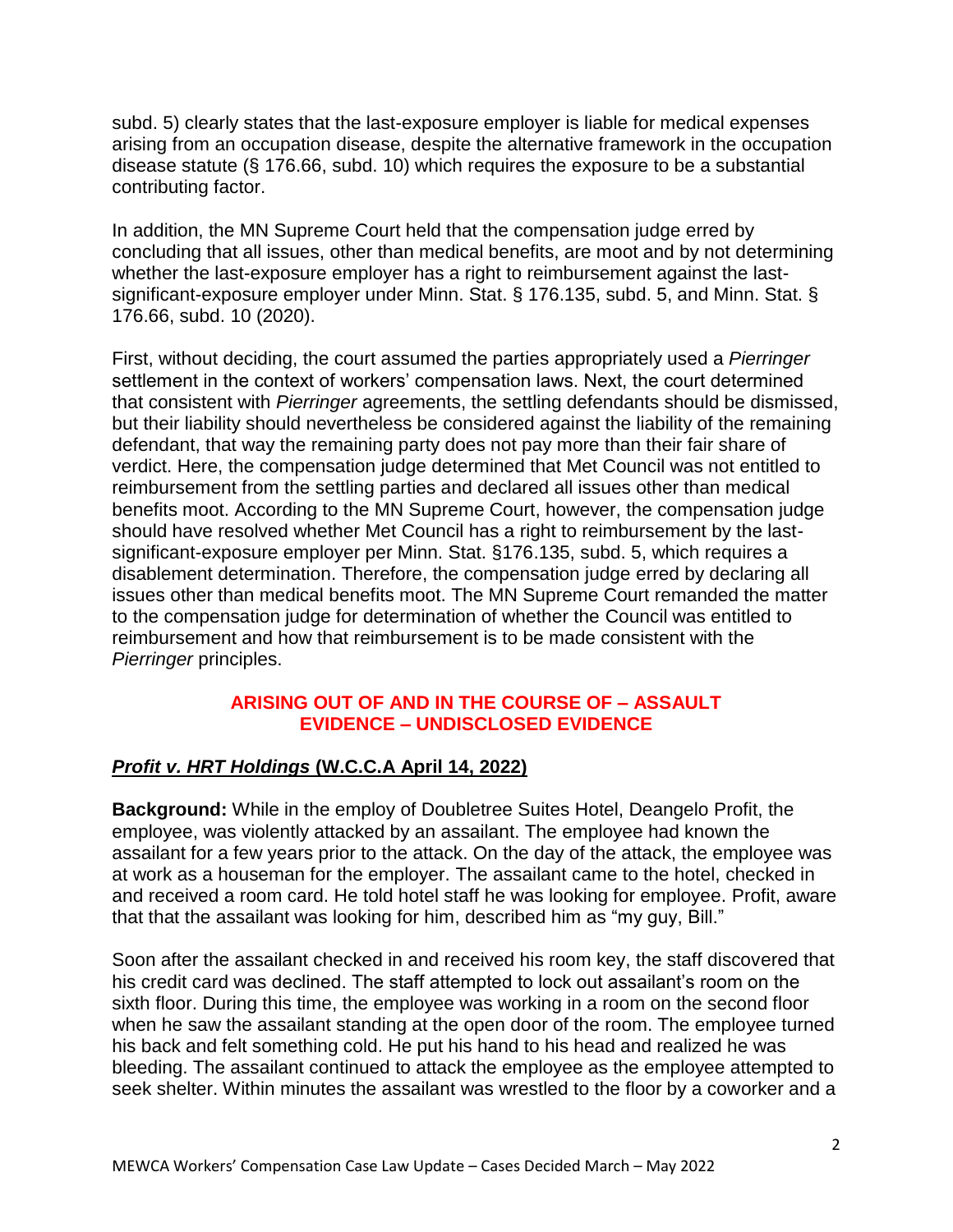subd. 5) clearly states that the last-exposure employer is liable for medical expenses arising from an occupation disease, despite the alternative framework in the occupation disease statute (§ 176.66, subd. 10) which requires the exposure to be a substantial contributing factor.

In addition, the MN Supreme Court held that the compensation judge erred by concluding that all issues, other than medical benefits, are moot and by not determining whether the last-exposure employer has a right to reimbursement against the last-significant-exposure employer under Minn. Stat. § 176.135, subd. 5, and Minn. Stat. § 176.66, subd. 10 (2020).

First, without deciding, the court assumed the parties appropriately used a *Pierringer* settlement in the context of workers' compensation laws. Next, the court determined that consistent with *Pierringer* agreements, the settling defendants should be dismissed, but their liability should nevertheless be considered against the liability of the remaining defendant, that way the remaining party does not pay more than their fair share of verdict. Here, the compensation judge determined that Met Council was not entitled to reimbursement from the settling parties and declared all issues other than medical benefits moot. According to the MN Supreme Court, however, the compensation judge should have resolved whether Met Council has a right to reimbursement by the last-significant-exposure employer per Minn. Stat. §176.135, subd. 5, which requires a disablement determination. Therefore, the compensation judge erred by declaring all issues other than medical benefits moot. The MN Supreme Court remanded the matter to the compensation judge for determination of whether the Council was entitled to reimbursement and how that reimbursement is to be made consistent with the *Pierringer* principles.

## ARISING OUT OF AND IN THE COURSE OF – ASSAULT
## EVIDENCE – UNDISCLOSED EVIDENCE

### ***Profit v. HRT Holdings* (W.C.C.A April 14, 2022)**

**Background:** While in the employ of Doubletree Suites Hotel, Deangelo Profit, the employee, was violently attacked by an assailant. The employee had known the assailant for a few years prior to the attack. On the day of the attack, the employee was at work as a houseman for the employer. The assailant came to the hotel, checked in and received a room card. He told hotel staff he was looking for employee. Profit, aware that that the assailant was looking for him, described him as "my guy, Bill."

Soon after the assailant checked in and received his room key, the staff discovered that his credit card was declined. The staff attempted to lock out assailant's room on the sixth floor. During this time, the employee was working in a room on the second floor when he saw the assailant standing at the open door of the room. The employee turned his back and felt something cold. He put his hand to his head and realized he was bleeding. The assailant continued to attack the employee as the employee attempted to seek shelter. Within minutes the assailant was wrestled to the floor by a coworker and a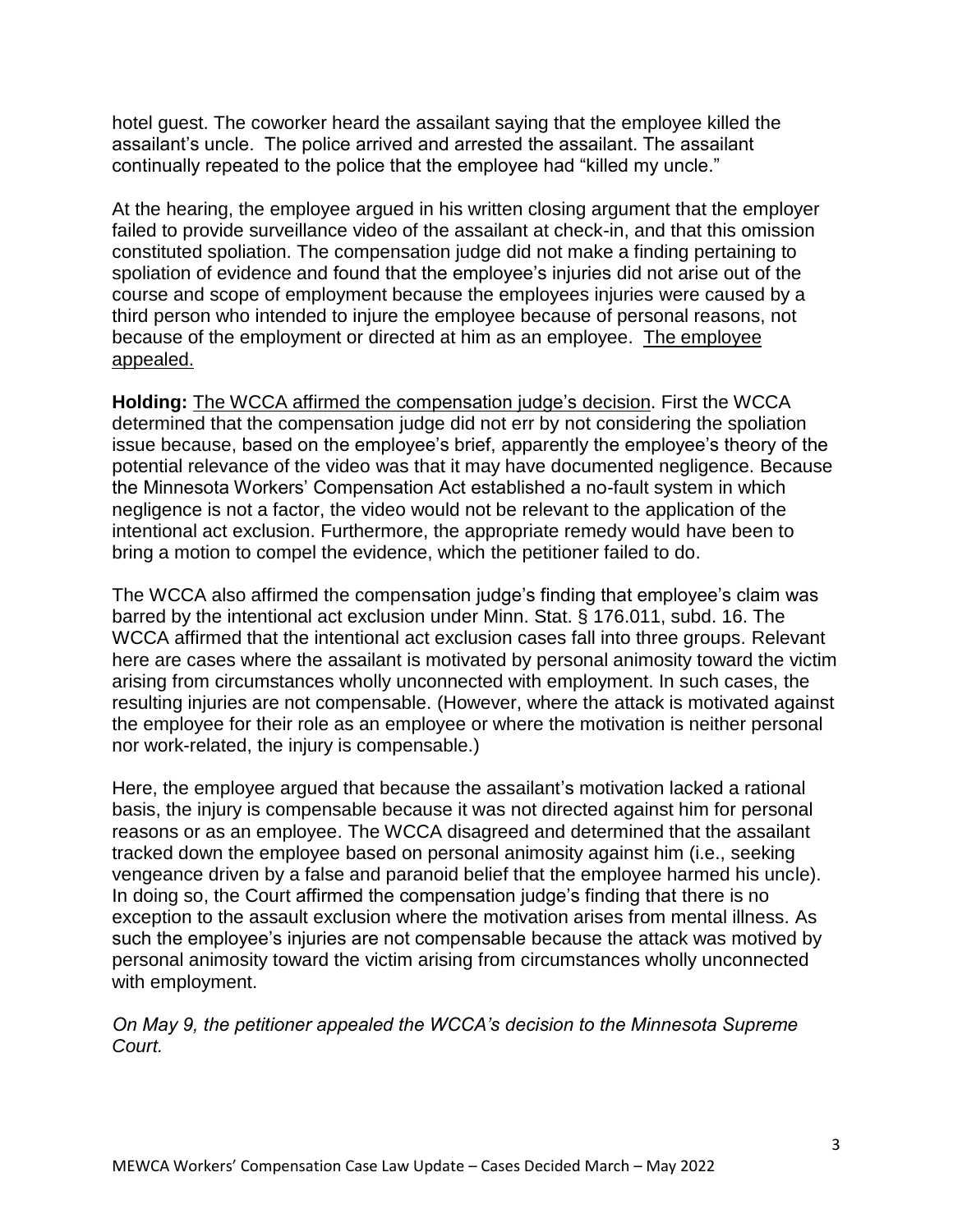hotel guest. The coworker heard the assailant saying that the employee killed the assailant's uncle. The police arrived and arrested the assailant. The assailant continually repeated to the police that the employee had "killed my uncle."

At the hearing, the employee argued in his written closing argument that the employer failed to provide surveillance video of the assailant at check-in, and that this omission constituted spoliation. The compensation judge did not make a finding pertaining to spoliation of evidence and found that the employee's injuries did not arise out of the course and scope of employment because the employees injuries were caused by a third person who intended to injure the employee because of personal reasons, not because of the employment or directed at him as an employee. <u>The employee appealed.</u>

**Holding:** <u>The WCCA affirmed the compensation judge's decision</u>. First the WCCA determined that the compensation judge did not err by not considering the spoliation issue because, based on the employee's brief, apparently the employee's theory of the potential relevance of the video was that it may have documented negligence. Because the Minnesota Workers' Compensation Act established a no-fault system in which negligence is not a factor, the video would not be relevant to the application of the intentional act exclusion. Furthermore, the appropriate remedy would have been to bring a motion to compel the evidence, which the petitioner failed to do.

The WCCA also affirmed the compensation judge's finding that employee's claim was barred by the intentional act exclusion under Minn. Stat. § 176.011, subd. 16. The WCCA affirmed that the intentional act exclusion cases fall into three groups. Relevant here are cases where the assailant is motivated by personal animosity toward the victim arising from circumstances wholly unconnected with employment. In such cases, the resulting injuries are not compensable. (However, where the attack is motivated against the employee for their role as an employee or where the motivation is neither personal nor work-related, the injury is compensable.)

Here, the employee argued that because the assailant's motivation lacked a rational basis, the injury is compensable because it was not directed against him for personal reasons or as an employee. The WCCA disagreed and determined that the assailant tracked down the employee based on personal animosity against him (i.e., seeking vengeance driven by a false and paranoid belief that the employee harmed his uncle). In doing so, the Court affirmed the compensation judge's finding that there is no exception to the assault exclusion where the motivation arises from mental illness. As such the employee's injuries are not compensable because the attack was motived by personal animosity toward the victim arising from circumstances wholly unconnected with employment.

*On May 9, the petitioner appealed the WCCA's decision to the Minnesota Supreme Court.*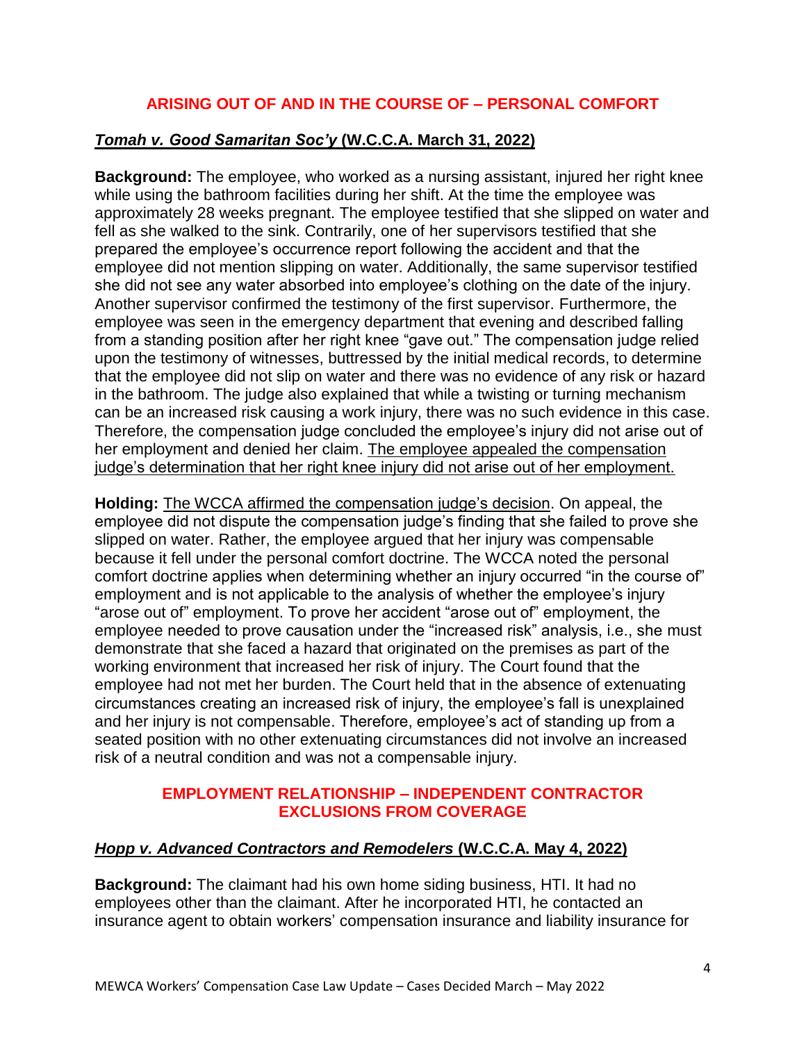## ARISING OUT OF AND IN THE COURSE OF – PERSONAL COMFORT

### ***Tomah v. Good Samaritan Soc'y*** **(W.C.C.A. March 31, 2022)**

**Background:** The employee, who worked as a nursing assistant, injured her right knee while using the bathroom facilities during her shift. At the time the employee was approximately 28 weeks pregnant. The employee testified that she slipped on water and fell as she walked to the sink. Contrarily, one of her supervisors testified that she prepared the employee's occurrence report following the accident and that the employee did not mention slipping on water. Additionally, the same supervisor testified she did not see any water absorbed into employee's clothing on the date of the injury. Another supervisor confirmed the testimony of the first supervisor. Furthermore, the employee was seen in the emergency department that evening and described falling from a standing position after her right knee "gave out." The compensation judge relied upon the testimony of witnesses, buttressed by the initial medical records, to determine that the employee did not slip on water and there was no evidence of any risk or hazard in the bathroom. The judge also explained that while a twisting or turning mechanism can be an increased risk causing a work injury, there was no such evidence in this case. Therefore, the compensation judge concluded the employee's injury did not arise out of her employment and denied her claim. <u>The employee appealed the compensation judge's determination that her right knee injury did not arise out of her employment.</u>

**Holding:** <u>The WCCA affirmed the compensation judge's decision</u>. On appeal, the employee did not dispute the compensation judge's finding that she failed to prove she slipped on water. Rather, the employee argued that her injury was compensable because it fell under the personal comfort doctrine. The WCCA noted the personal comfort doctrine applies when determining whether an injury occurred "in the course of" employment and is not applicable to the analysis of whether the employee's injury "arose out of" employment. To prove her accident "arose out of" employment, the employee needed to prove causation under the "increased risk" analysis, i.e., she must demonstrate that she faced a hazard that originated on the premises as part of the working environment that increased her risk of injury. The Court found that the employee had not met her burden. The Court held that in the absence of extenuating circumstances creating an increased risk of injury, the employee's fall is unexplained and her injury is not compensable. Therefore, employee's act of standing up from a seated position with no other extenuating circumstances did not involve an increased risk of a neutral condition and was not a compensable injury.

## EMPLOYMENT RELATIONSHIP – INDEPENDENT CONTRACTOR EXCLUSIONS FROM COVERAGE

### ***Hopp v. Advanced Contractors and Remodelers*** **(W.C.C.A. May 4, 2022)**

**Background:** The claimant had his own home siding business, HTI. It had no employees other than the claimant. After he incorporated HTI, he contacted an insurance agent to obtain workers' compensation insurance and liability insurance for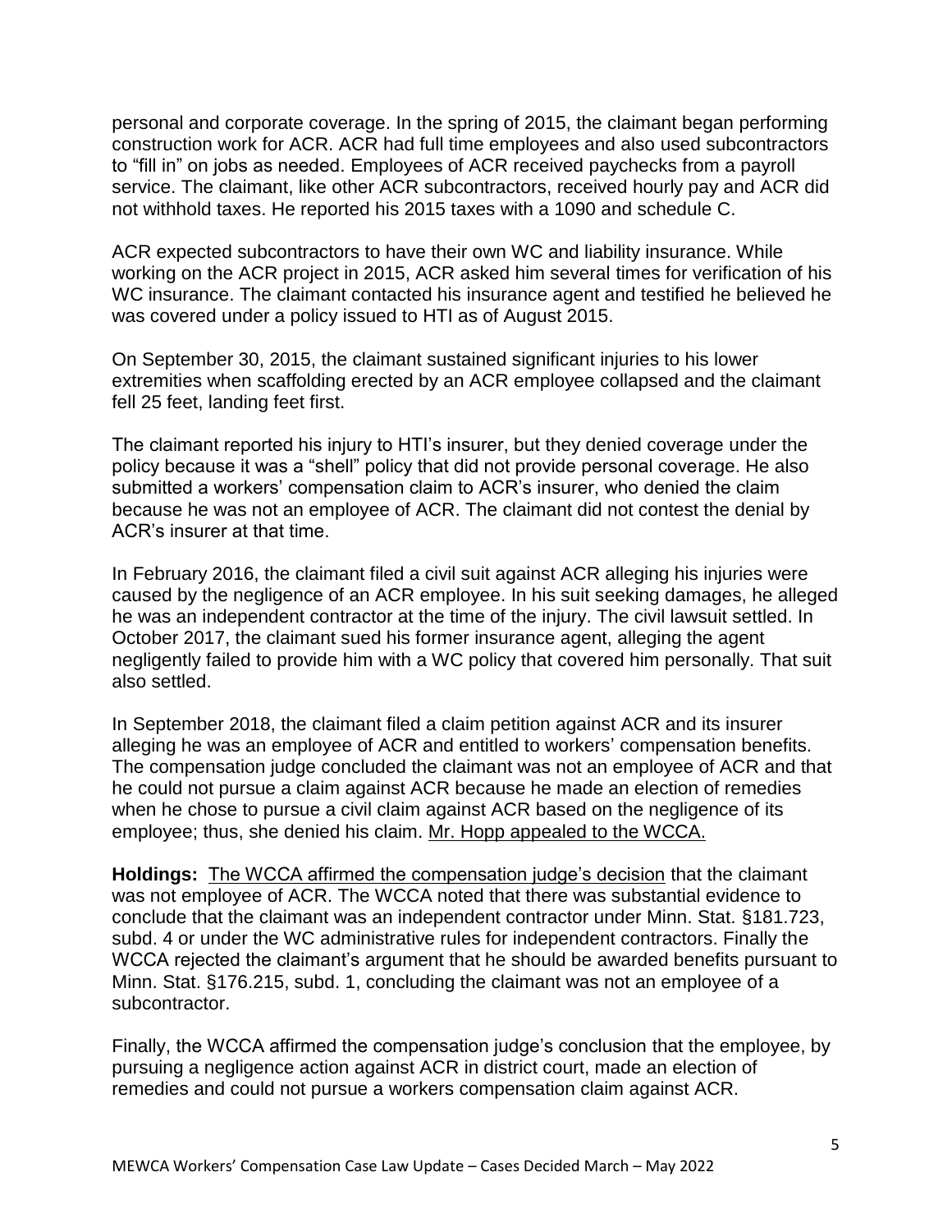personal and corporate coverage. In the spring of 2015, the claimant began performing construction work for ACR. ACR had full time employees and also used subcontractors to "fill in" on jobs as needed. Employees of ACR received paychecks from a payroll service. The claimant, like other ACR subcontractors, received hourly pay and ACR did not withhold taxes. He reported his 2015 taxes with a 1090 and schedule C.

ACR expected subcontractors to have their own WC and liability insurance. While working on the ACR project in 2015, ACR asked him several times for verification of his WC insurance. The claimant contacted his insurance agent and testified he believed he was covered under a policy issued to HTI as of August 2015.

On September 30, 2015, the claimant sustained significant injuries to his lower extremities when scaffolding erected by an ACR employee collapsed and the claimant fell 25 feet, landing feet first.

The claimant reported his injury to HTI's insurer, but they denied coverage under the policy because it was a "shell" policy that did not provide personal coverage. He also submitted a workers' compensation claim to ACR's insurer, who denied the claim because he was not an employee of ACR. The claimant did not contest the denial by ACR's insurer at that time.

In February 2016, the claimant filed a civil suit against ACR alleging his injuries were caused by the negligence of an ACR employee. In his suit seeking damages, he alleged he was an independent contractor at the time of the injury. The civil lawsuit settled. In October 2017, the claimant sued his former insurance agent, alleging the agent negligently failed to provide him with a WC policy that covered him personally. That suit also settled.

In September 2018, the claimant filed a claim petition against ACR and its insurer alleging he was an employee of ACR and entitled to workers' compensation benefits. The compensation judge concluded the claimant was not an employee of ACR and that he could not pursue a claim against ACR because he made an election of remedies when he chose to pursue a civil claim against ACR based on the negligence of its employee; thus, she denied his claim. Mr. Hopp appealed to the WCCA.

**Holdings:** The WCCA affirmed the compensation judge's decision that the claimant was not employee of ACR. The WCCA noted that there was substantial evidence to conclude that the claimant was an independent contractor under Minn. Stat. §181.723, subd. 4 or under the WC administrative rules for independent contractors. Finally the WCCA rejected the claimant's argument that he should be awarded benefits pursuant to Minn. Stat. §176.215, subd. 1, concluding the claimant was not an employee of a subcontractor.

Finally, the WCCA affirmed the compensation judge's conclusion that the employee, by pursuing a negligence action against ACR in district court, made an election of remedies and could not pursue a workers compensation claim against ACR.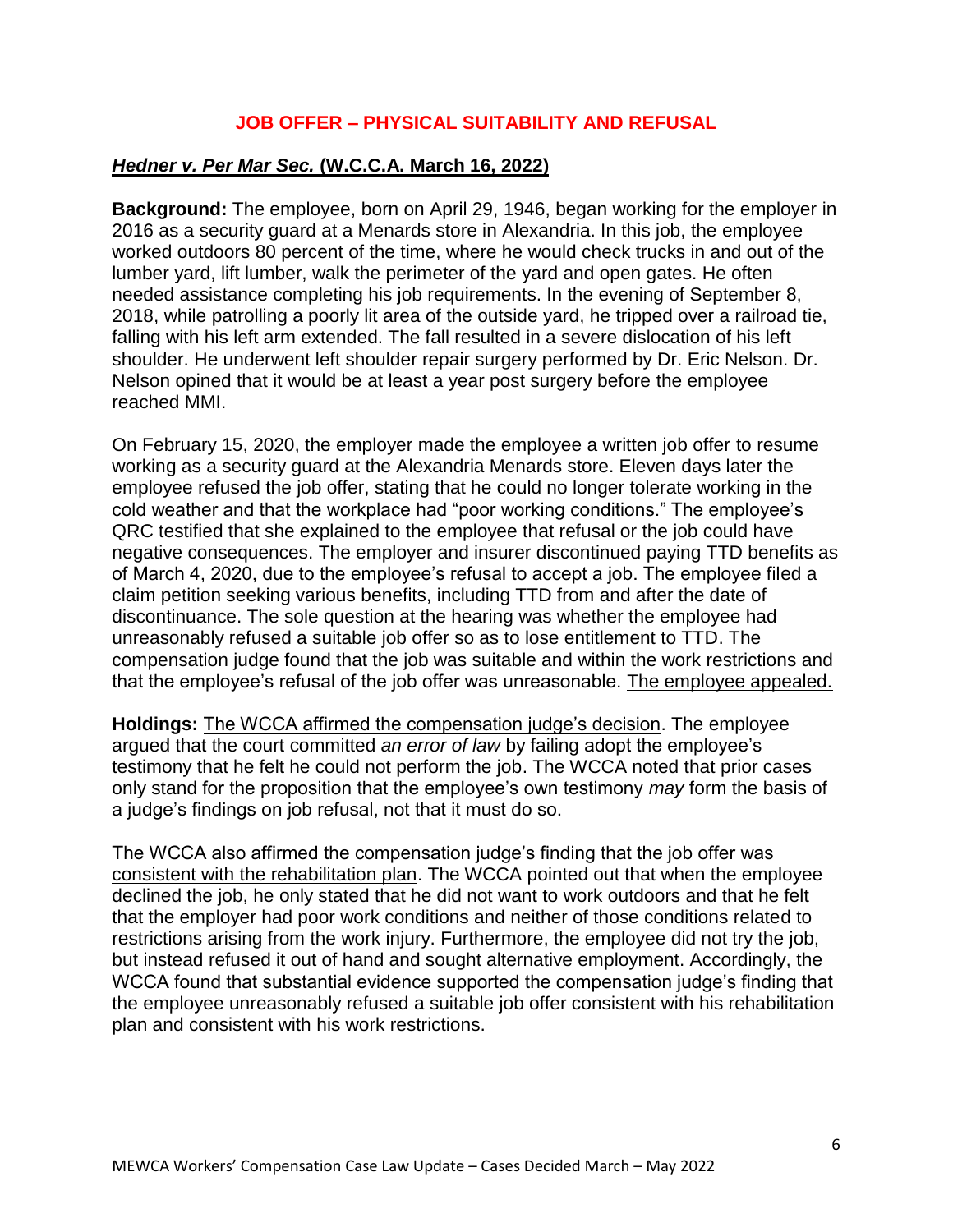## JOB OFFER – PHYSICAL SUITABILITY AND REFUSAL

### *Hedner v. Per Mar Sec.* (W.C.C.A. March 16, 2022)

**Background:** The employee, born on April 29, 1946, began working for the employer in 2016 as a security guard at a Menards store in Alexandria. In this job, the employee worked outdoors 80 percent of the time, where he would check trucks in and out of the lumber yard, lift lumber, walk the perimeter of the yard and open gates. He often needed assistance completing his job requirements. In the evening of September 8, 2018, while patrolling a poorly lit area of the outside yard, he tripped over a railroad tie, falling with his left arm extended. The fall resulted in a severe dislocation of his left shoulder. He underwent left shoulder repair surgery performed by Dr. Eric Nelson. Dr. Nelson opined that it would be at least a year post surgery before the employee reached MMI.

On February 15, 2020, the employer made the employee a written job offer to resume working as a security guard at the Alexandria Menards store. Eleven days later the employee refused the job offer, stating that he could no longer tolerate working in the cold weather and that the workplace had "poor working conditions." The employee's QRC testified that she explained to the employee that refusal or the job could have negative consequences. The employer and insurer discontinued paying TTD benefits as of March 4, 2020, due to the employee's refusal to accept a job. The employee filed a claim petition seeking various benefits, including TTD from and after the date of discontinuance. The sole question at the hearing was whether the employee had unreasonably refused a suitable job offer so as to lose entitlement to TTD. The compensation judge found that the job was suitable and within the work restrictions and that the employee's refusal of the job offer was unreasonable. The employee appealed.

**Holdings:** The WCCA affirmed the compensation judge's decision. The employee argued that the court committed *an error of law* by failing adopt the employee's testimony that he felt he could not perform the job. The WCCA noted that prior cases only stand for the proposition that the employee's own testimony *may* form the basis of a judge's findings on job refusal, not that it must do so.

The WCCA also affirmed the compensation judge's finding that the job offer was consistent with the rehabilitation plan. The WCCA pointed out that when the employee declined the job, he only stated that he did not want to work outdoors and that he felt that the employer had poor work conditions and neither of those conditions related to restrictions arising from the work injury. Furthermore, the employee did not try the job, but instead refused it out of hand and sought alternative employment. Accordingly, the WCCA found that substantial evidence supported the compensation judge's finding that the employee unreasonably refused a suitable job offer consistent with his rehabilitation plan and consistent with his work restrictions.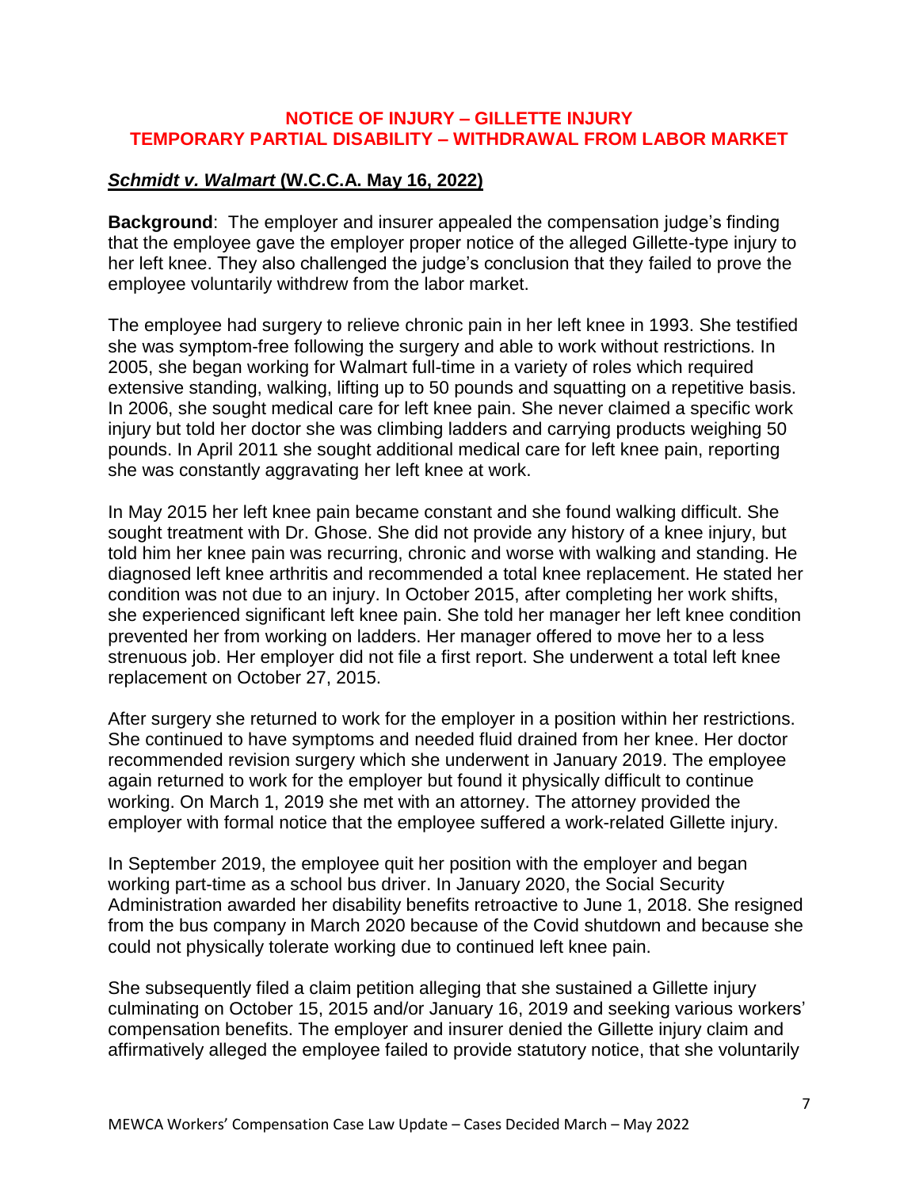**NOTICE OF INJURY – GILLETTE INJURY**
**TEMPORARY PARTIAL DISABILITY – WITHDRAWAL FROM LABOR MARKET**

## ***Schmidt v. Walmart* (W.C.C.A. May 16, 2022)**

**Background**: The employer and insurer appealed the compensation judge's finding that the employee gave the employer proper notice of the alleged Gillette-type injury to her left knee. They also challenged the judge's conclusion that they failed to prove the employee voluntarily withdrew from the labor market.

The employee had surgery to relieve chronic pain in her left knee in 1993. She testified she was symptom-free following the surgery and able to work without restrictions. In 2005, she began working for Walmart full-time in a variety of roles which required extensive standing, walking, lifting up to 50 pounds and squatting on a repetitive basis. In 2006, she sought medical care for left knee pain. She never claimed a specific work injury but told her doctor she was climbing ladders and carrying products weighing 50 pounds. In April 2011 she sought additional medical care for left knee pain, reporting she was constantly aggravating her left knee at work.

In May 2015 her left knee pain became constant and she found walking difficult. She sought treatment with Dr. Ghose. She did not provide any history of a knee injury, but told him her knee pain was recurring, chronic and worse with walking and standing. He diagnosed left knee arthritis and recommended a total knee replacement. He stated her condition was not due to an injury. In October 2015, after completing her work shifts, she experienced significant left knee pain. She told her manager her left knee condition prevented her from working on ladders. Her manager offered to move her to a less strenuous job. Her employer did not file a first report. She underwent a total left knee replacement on October 27, 2015.

After surgery she returned to work for the employer in a position within her restrictions. She continued to have symptoms and needed fluid drained from her knee. Her doctor recommended revision surgery which she underwent in January 2019. The employee again returned to work for the employer but found it physically difficult to continue working. On March 1, 2019 she met with an attorney. The attorney provided the employer with formal notice that the employee suffered a work-related Gillette injury.

In September 2019, the employee quit her position with the employer and began working part-time as a school bus driver. In January 2020, the Social Security Administration awarded her disability benefits retroactive to June 1, 2018. She resigned from the bus company in March 2020 because of the Covid shutdown and because she could not physically tolerate working due to continued left knee pain.

She subsequently filed a claim petition alleging that she sustained a Gillette injury culminating on October 15, 2015 and/or January 16, 2019 and seeking various workers' compensation benefits. The employer and insurer denied the Gillette injury claim and affirmatively alleged the employee failed to provide statutory notice, that she voluntarily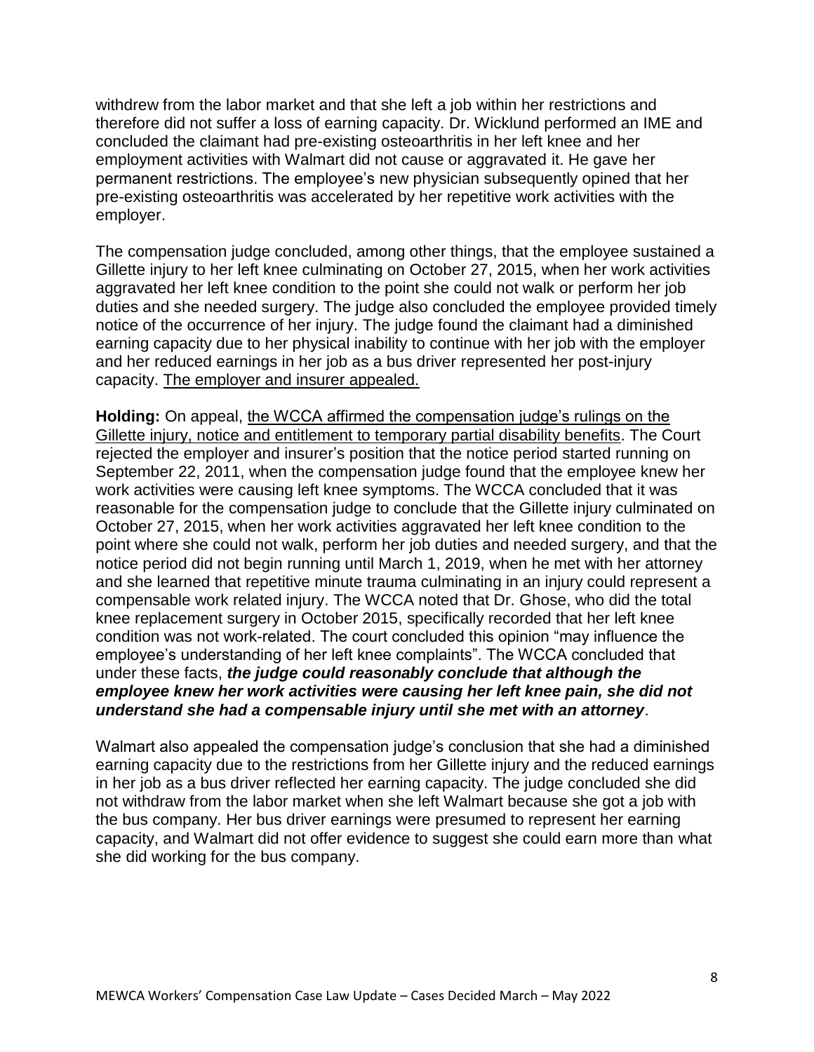withdrew from the labor market and that she left a job within her restrictions and therefore did not suffer a loss of earning capacity. Dr. Wicklund performed an IME and concluded the claimant had pre-existing osteoarthritis in her left knee and her employment activities with Walmart did not cause or aggravated it. He gave her permanent restrictions. The employee's new physician subsequently opined that her pre-existing osteoarthritis was accelerated by her repetitive work activities with the employer.

The compensation judge concluded, among other things, that the employee sustained a Gillette injury to her left knee culminating on October 27, 2015, when her work activities aggravated her left knee condition to the point she could not walk or perform her job duties and she needed surgery. The judge also concluded the employee provided timely notice of the occurrence of her injury. The judge found the claimant had a diminished earning capacity due to her physical inability to continue with her job with the employer and her reduced earnings in her job as a bus driver represented her post-injury capacity. <u>The employer and insurer appealed.</u>

**Holding:** On appeal, <u>the WCCA affirmed the compensation judge's rulings on the Gillette injury, notice and entitlement to temporary partial disability benefits</u>. The Court rejected the employer and insurer's position that the notice period started running on September 22, 2011, when the compensation judge found that the employee knew her work activities were causing left knee symptoms. The WCCA concluded that it was reasonable for the compensation judge to conclude that the Gillette injury culminated on October 27, 2015, when her work activities aggravated her left knee condition to the point where she could not walk, perform her job duties and needed surgery, and that the notice period did not begin running until March 1, 2019, when he met with her attorney and she learned that repetitive minute trauma culminating in an injury could represent a compensable work related injury. The WCCA noted that Dr. Ghose, who did the total knee replacement surgery in October 2015, specifically recorded that her left knee condition was not work-related. The court concluded this opinion "may influence the employee's understanding of her left knee complaints". The WCCA concluded that under these facts, ***the judge could reasonably conclude that although the employee knew her work activities were causing her left knee pain, she did not understand she had a compensable injury until she met with an attorney***.

Walmart also appealed the compensation judge's conclusion that she had a diminished earning capacity due to the restrictions from her Gillette injury and the reduced earnings in her job as a bus driver reflected her earning capacity. The judge concluded she did not withdraw from the labor market when she left Walmart because she got a job with the bus company. Her bus driver earnings were presumed to represent her earning capacity, and Walmart did not offer evidence to suggest she could earn more than what she did working for the bus company.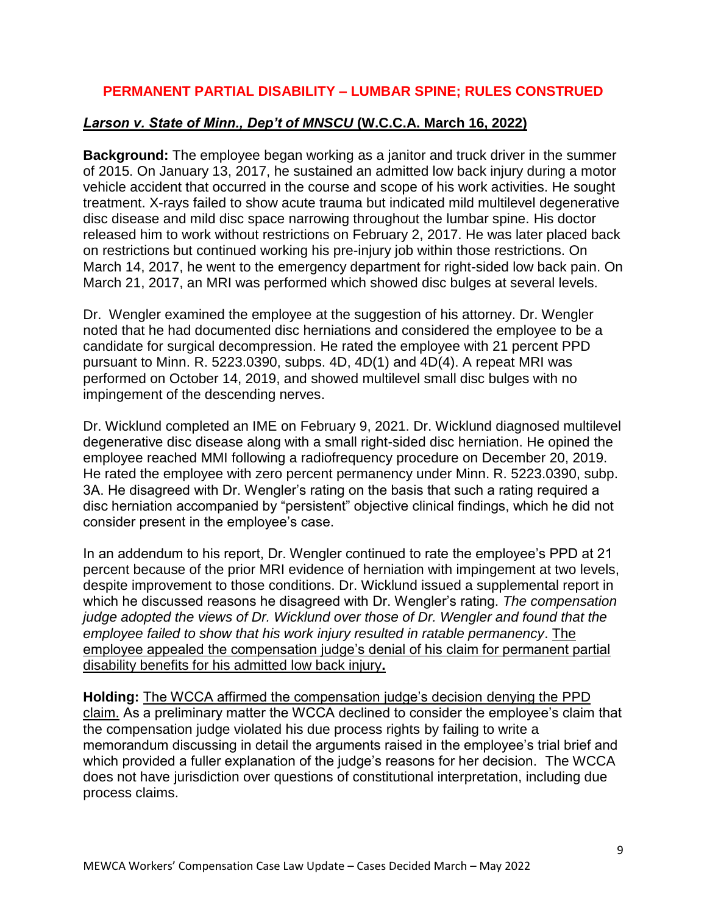## PERMANENT PARTIAL DISABILITY – LUMBAR SPINE; RULES CONSTRUED

### *Larson v. State of Minn., Dep't of MNSCU* (W.C.C.A. March 16, 2022)

**Background:** The employee began working as a janitor and truck driver in the summer of 2015. On January 13, 2017, he sustained an admitted low back injury during a motor vehicle accident that occurred in the course and scope of his work activities. He sought treatment. X-rays failed to show acute trauma but indicated mild multilevel degenerative disc disease and mild disc space narrowing throughout the lumbar spine. His doctor released him to work without restrictions on February 2, 2017. He was later placed back on restrictions but continued working his pre-injury job within those restrictions. On March 14, 2017, he went to the emergency department for right-sided low back pain. On March 21, 2017, an MRI was performed which showed disc bulges at several levels.

Dr. Wengler examined the employee at the suggestion of his attorney. Dr. Wengler noted that he had documented disc herniations and considered the employee to be a candidate for surgical decompression. He rated the employee with 21 percent PPD pursuant to Minn. R. 5223.0390, subps. 4D, 4D(1) and 4D(4). A repeat MRI was performed on October 14, 2019, and showed multilevel small disc bulges with no impingement of the descending nerves.

Dr. Wicklund completed an IME on February 9, 2021. Dr. Wicklund diagnosed multilevel degenerative disc disease along with a small right-sided disc herniation. He opined the employee reached MMI following a radiofrequency procedure on December 20, 2019. He rated the employee with zero percent permanency under Minn. R. 5223.0390, subp. 3A. He disagreed with Dr. Wengler's rating on the basis that such a rating required a disc herniation accompanied by "persistent" objective clinical findings, which he did not consider present in the employee's case.

In an addendum to his report, Dr. Wengler continued to rate the employee's PPD at 21 percent because of the prior MRI evidence of herniation with impingement at two levels, despite improvement to those conditions. Dr. Wicklund issued a supplemental report in which he discussed reasons he disagreed with Dr. Wengler's rating. *The compensation judge adopted the views of Dr. Wicklund over those of Dr. Wengler and found that the employee failed to show that his work injury resulted in ratable permanency*. <u>The employee appealed the compensation judge's denial of his claim for permanent partial disability benefits for his admitted low back injury</u>**.**

**Holding:** <u>The WCCA affirmed the compensation judge's decision denying the PPD claim.</u> As a preliminary matter the WCCA declined to consider the employee's claim that the compensation judge violated his due process rights by failing to write a memorandum discussing in detail the arguments raised in the employee's trial brief and which provided a fuller explanation of the judge's reasons for her decision. The WCCA does not have jurisdiction over questions of constitutional interpretation, including due process claims.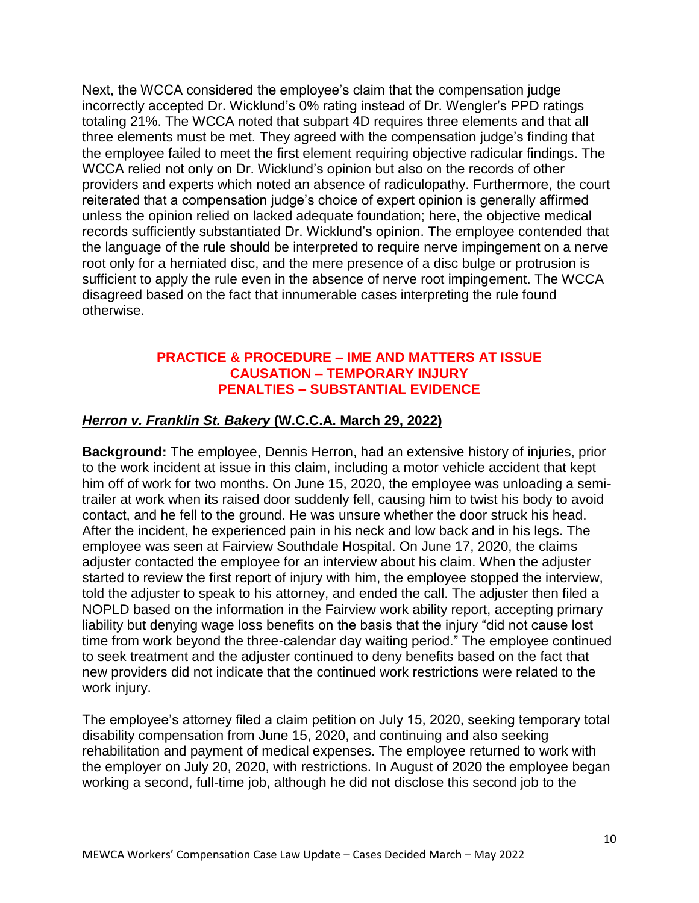Next, the WCCA considered the employee's claim that the compensation judge incorrectly accepted Dr. Wicklund's 0% rating instead of Dr. Wengler's PPD ratings totaling 21%. The WCCA noted that subpart 4D requires three elements and that all three elements must be met. They agreed with the compensation judge's finding that the employee failed to meet the first element requiring objective radicular findings. The WCCA relied not only on Dr. Wicklund's opinion but also on the records of other providers and experts which noted an absence of radiculopathy. Furthermore, the court reiterated that a compensation judge's choice of expert opinion is generally affirmed unless the opinion relied on lacked adequate foundation; here, the objective medical records sufficiently substantiated Dr. Wicklund's opinion. The employee contended that the language of the rule should be interpreted to require nerve impingement on a nerve root only for a herniated disc, and the mere presence of a disc bulge or protrusion is sufficient to apply the rule even in the absence of nerve root impingement. The WCCA disagreed based on the fact that innumerable cases interpreting the rule found otherwise.

**PRACTICE & PROCEDURE – IME AND MATTERS AT ISSUE**
**CAUSATION – TEMPORARY INJURY**
**PENALTIES – SUBSTANTIAL EVIDENCE**

## ***Herron v. Franklin St. Bakery*** **(W.C.C.A. March 29, 2022)**

**Background:** The employee, Dennis Herron, had an extensive history of injuries, prior to the work incident at issue in this claim, including a motor vehicle accident that kept him off of work for two months. On June 15, 2020, the employee was unloading a semi-trailer at work when its raised door suddenly fell, causing him to twist his body to avoid contact, and he fell to the ground. He was unsure whether the door struck his head. After the incident, he experienced pain in his neck and low back and in his legs. The employee was seen at Fairview Southdale Hospital. On June 17, 2020, the claims adjuster contacted the employee for an interview about his claim. When the adjuster started to review the first report of injury with him, the employee stopped the interview, told the adjuster to speak to his attorney, and ended the call. The adjuster then filed a NOPLD based on the information in the Fairview work ability report, accepting primary liability but denying wage loss benefits on the basis that the injury "did not cause lost time from work beyond the three-calendar day waiting period." The employee continued to seek treatment and the adjuster continued to deny benefits based on the fact that new providers did not indicate that the continued work restrictions were related to the work injury.

The employee's attorney filed a claim petition on July 15, 2020, seeking temporary total disability compensation from June 15, 2020, and continuing and also seeking rehabilitation and payment of medical expenses. The employee returned to work with the employer on July 20, 2020, with restrictions. In August of 2020 the employee began working a second, full-time job, although he did not disclose this second job to the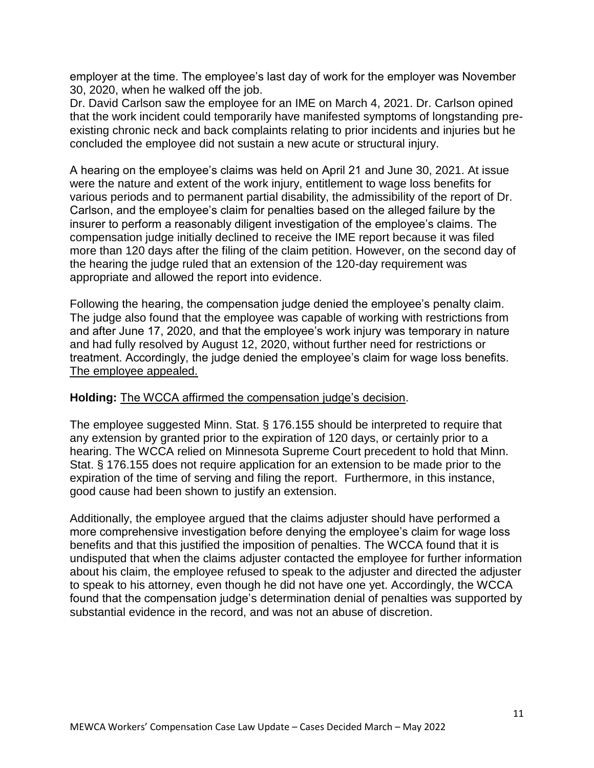employer at the time. The employee's last day of work for the employer was November 30, 2020, when he walked off the job.

Dr. David Carlson saw the employee for an IME on March 4, 2021. Dr. Carlson opined that the work incident could temporarily have manifested symptoms of longstanding pre-existing chronic neck and back complaints relating to prior incidents and injuries but he concluded the employee did not sustain a new acute or structural injury.

A hearing on the employee's claims was held on April 21 and June 30, 2021. At issue were the nature and extent of the work injury, entitlement to wage loss benefits for various periods and to permanent partial disability, the admissibility of the report of Dr. Carlson, and the employee's claim for penalties based on the alleged failure by the insurer to perform a reasonably diligent investigation of the employee's claims. The compensation judge initially declined to receive the IME report because it was filed more than 120 days after the filing of the claim petition. However, on the second day of the hearing the judge ruled that an extension of the 120-day requirement was appropriate and allowed the report into evidence.

Following the hearing, the compensation judge denied the employee's penalty claim. The judge also found that the employee was capable of working with restrictions from and after June 17, 2020, and that the employee's work injury was temporary in nature and had fully resolved by August 12, 2020, without further need for restrictions or treatment. Accordingly, the judge denied the employee's claim for wage loss benefits. The employee appealed.

**Holding:** The WCCA affirmed the compensation judge's decision.

The employee suggested Minn. Stat. § 176.155 should be interpreted to require that any extension by granted prior to the expiration of 120 days, or certainly prior to a hearing. The WCCA relied on Minnesota Supreme Court precedent to hold that Minn. Stat. § 176.155 does not require application for an extension to be made prior to the expiration of the time of serving and filing the report. Furthermore, in this instance, good cause had been shown to justify an extension.

Additionally, the employee argued that the claims adjuster should have performed a more comprehensive investigation before denying the employee's claim for wage loss benefits and that this justified the imposition of penalties. The WCCA found that it is undisputed that when the claims adjuster contacted the employee for further information about his claim, the employee refused to speak to the adjuster and directed the adjuster to speak to his attorney, even though he did not have one yet. Accordingly, the WCCA found that the compensation judge's determination denial of penalties was supported by substantial evidence in the record, and was not an abuse of discretion.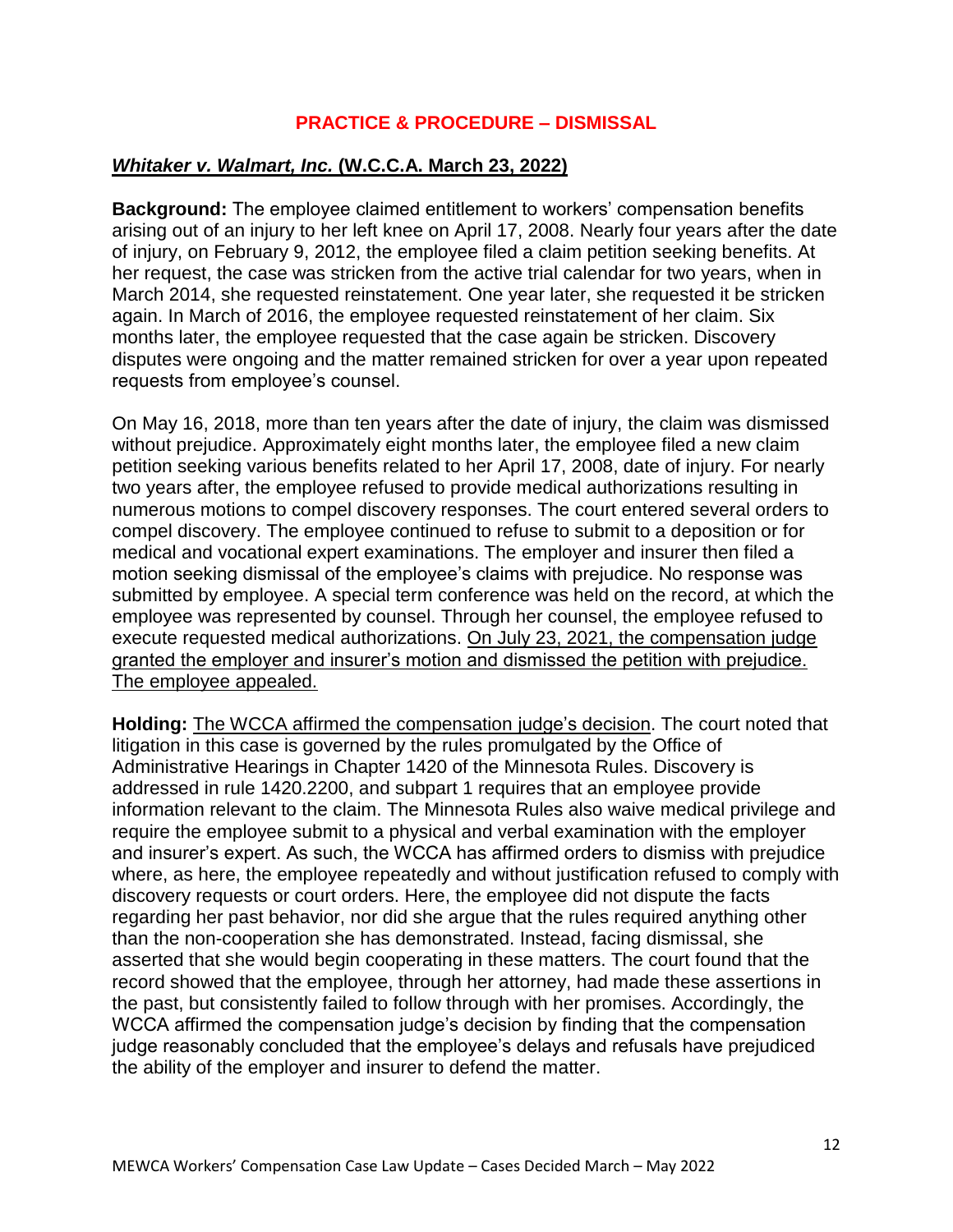## PRACTICE & PROCEDURE – DISMISSAL

### ***Whitaker v. Walmart, Inc.*** **(W.C.C.A. March 23, 2022)**

**Background:** The employee claimed entitlement to workers' compensation benefits arising out of an injury to her left knee on April 17, 2008. Nearly four years after the date of injury, on February 9, 2012, the employee filed a claim petition seeking benefits. At her request, the case was stricken from the active trial calendar for two years, when in March 2014, she requested reinstatement. One year later, she requested it be stricken again. In March of 2016, the employee requested reinstatement of her claim. Six months later, the employee requested that the case again be stricken. Discovery disputes were ongoing and the matter remained stricken for over a year upon repeated requests from employee's counsel.

On May 16, 2018, more than ten years after the date of injury, the claim was dismissed without prejudice. Approximately eight months later, the employee filed a new claim petition seeking various benefits related to her April 17, 2008, date of injury. For nearly two years after, the employee refused to provide medical authorizations resulting in numerous motions to compel discovery responses. The court entered several orders to compel discovery. The employee continued to refuse to submit to a deposition or for medical and vocational expert examinations. The employer and insurer then filed a motion seeking dismissal of the employee's claims with prejudice. No response was submitted by employee. A special term conference was held on the record, at which the employee was represented by counsel. Through her counsel, the employee refused to execute requested medical authorizations. On July 23, 2021, the compensation judge granted the employer and insurer's motion and dismissed the petition with prejudice. The employee appealed.

**Holding:** The WCCA affirmed the compensation judge's decision. The court noted that litigation in this case is governed by the rules promulgated by the Office of Administrative Hearings in Chapter 1420 of the Minnesota Rules. Discovery is addressed in rule 1420.2200, and subpart 1 requires that an employee provide information relevant to the claim. The Minnesota Rules also waive medical privilege and require the employee submit to a physical and verbal examination with the employer and insurer's expert. As such, the WCCA has affirmed orders to dismiss with prejudice where, as here, the employee repeatedly and without justification refused to comply with discovery requests or court orders. Here, the employee did not dispute the facts regarding her past behavior, nor did she argue that the rules required anything other than the non-cooperation she has demonstrated. Instead, facing dismissal, she asserted that she would begin cooperating in these matters. The court found that the record showed that the employee, through her attorney, had made these assertions in the past, but consistently failed to follow through with her promises. Accordingly, the WCCA affirmed the compensation judge's decision by finding that the compensation judge reasonably concluded that the employee's delays and refusals have prejudiced the ability of the employer and insurer to defend the matter.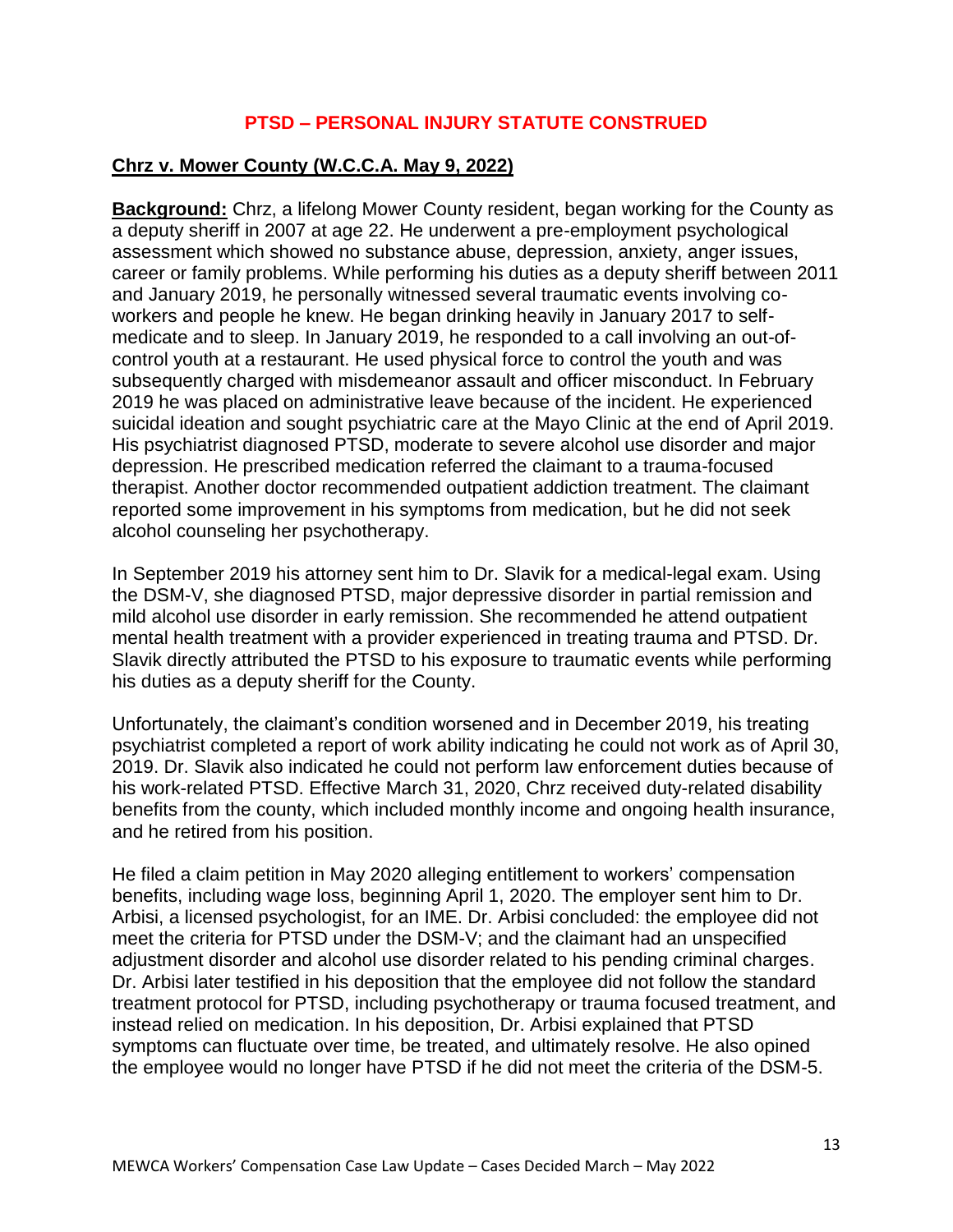## PTSD – PERSONAL INJURY STATUTE CONSTRUED

### Chrz v. Mower County (W.C.C.A. May 9, 2022)

**Background:** Chrz, a lifelong Mower County resident, began working for the County as a deputy sheriff in 2007 at age 22. He underwent a pre-employment psychological assessment which showed no substance abuse, depression, anxiety, anger issues, career or family problems. While performing his duties as a deputy sheriff between 2011 and January 2019, he personally witnessed several traumatic events involving co-workers and people he knew. He began drinking heavily in January 2017 to self-medicate and to sleep. In January 2019, he responded to a call involving an out-of-control youth at a restaurant. He used physical force to control the youth and was subsequently charged with misdemeanor assault and officer misconduct. In February 2019 he was placed on administrative leave because of the incident. He experienced suicidal ideation and sought psychiatric care at the Mayo Clinic at the end of April 2019. His psychiatrist diagnosed PTSD, moderate to severe alcohol use disorder and major depression. He prescribed medication referred the claimant to a trauma-focused therapist. Another doctor recommended outpatient addiction treatment. The claimant reported some improvement in his symptoms from medication, but he did not seek alcohol counseling her psychotherapy.

In September 2019 his attorney sent him to Dr. Slavik for a medical-legal exam. Using the DSM-V, she diagnosed PTSD, major depressive disorder in partial remission and mild alcohol use disorder in early remission. She recommended he attend outpatient mental health treatment with a provider experienced in treating trauma and PTSD. Dr. Slavik directly attributed the PTSD to his exposure to traumatic events while performing his duties as a deputy sheriff for the County.

Unfortunately, the claimant's condition worsened and in December 2019, his treating psychiatrist completed a report of work ability indicating he could not work as of April 30, 2019. Dr. Slavik also indicated he could not perform law enforcement duties because of his work-related PTSD. Effective March 31, 2020, Chrz received duty-related disability benefits from the county, which included monthly income and ongoing health insurance, and he retired from his position.

He filed a claim petition in May 2020 alleging entitlement to workers' compensation benefits, including wage loss, beginning April 1, 2020. The employer sent him to Dr. Arbisi, a licensed psychologist, for an IME. Dr. Arbisi concluded: the employee did not meet the criteria for PTSD under the DSM-V; and the claimant had an unspecified adjustment disorder and alcohol use disorder related to his pending criminal charges. Dr. Arbisi later testified in his deposition that the employee did not follow the standard treatment protocol for PTSD, including psychotherapy or trauma focused treatment, and instead relied on medication. In his deposition, Dr. Arbisi explained that PTSD symptoms can fluctuate over time, be treated, and ultimately resolve. He also opined the employee would no longer have PTSD if he did not meet the criteria of the DSM-5.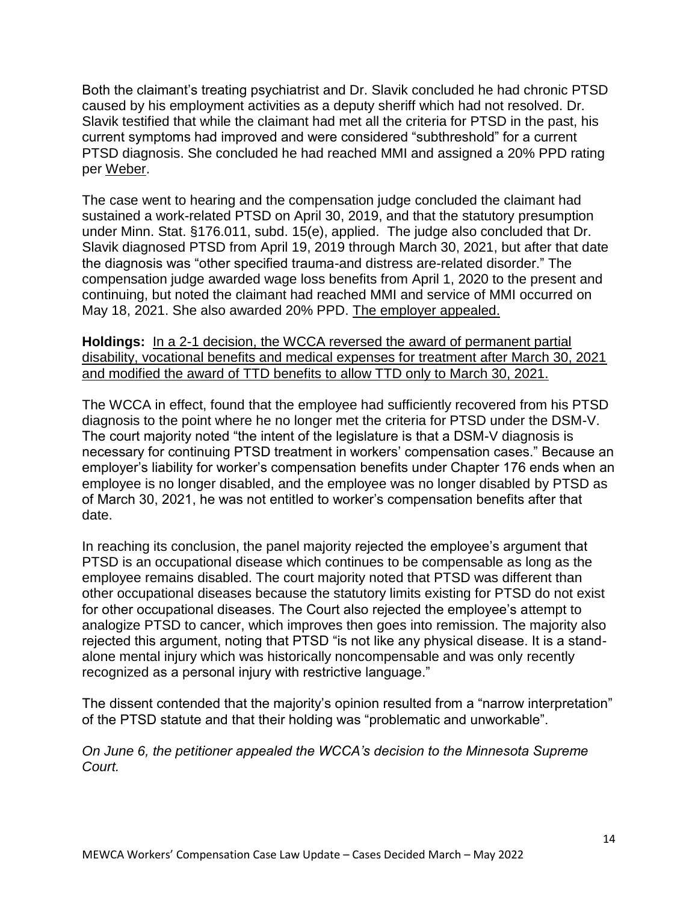Both the claimant's treating psychiatrist and Dr. Slavik concluded he had chronic PTSD caused by his employment activities as a deputy sheriff which had not resolved. Dr. Slavik testified that while the claimant had met all the criteria for PTSD in the past, his current symptoms had improved and were considered "subthreshold" for a current PTSD diagnosis. She concluded he had reached MMI and assigned a 20% PPD rating per Weber.

The case went to hearing and the compensation judge concluded the claimant had sustained a work-related PTSD on April 30, 2019, and that the statutory presumption under Minn. Stat. §176.011, subd. 15(e), applied. The judge also concluded that Dr. Slavik diagnosed PTSD from April 19, 2019 through March 30, 2021, but after that date the diagnosis was "other specified trauma-and distress are-related disorder." The compensation judge awarded wage loss benefits from April 1, 2020 to the present and continuing, but noted the claimant had reached MMI and service of MMI occurred on May 18, 2021. She also awarded 20% PPD. The employer appealed.

**Holdings:** In a 2-1 decision, the WCCA reversed the award of permanent partial disability, vocational benefits and medical expenses for treatment after March 30, 2021 and modified the award of TTD benefits to allow TTD only to March 30, 2021.

The WCCA in effect, found that the employee had sufficiently recovered from his PTSD diagnosis to the point where he no longer met the criteria for PTSD under the DSM-V. The court majority noted "the intent of the legislature is that a DSM-V diagnosis is necessary for continuing PTSD treatment in workers' compensation cases." Because an employer's liability for worker's compensation benefits under Chapter 176 ends when an employee is no longer disabled, and the employee was no longer disabled by PTSD as of March 30, 2021, he was not entitled to worker's compensation benefits after that date.

In reaching its conclusion, the panel majority rejected the employee's argument that PTSD is an occupational disease which continues to be compensable as long as the employee remains disabled. The court majority noted that PTSD was different than other occupational diseases because the statutory limits existing for PTSD do not exist for other occupational diseases. The Court also rejected the employee's attempt to analogize PTSD to cancer, which improves then goes into remission. The majority also rejected this argument, noting that PTSD "is not like any physical disease. It is a stand-alone mental injury which was historically noncompensable and was only recently recognized as a personal injury with restrictive language."

The dissent contended that the majority's opinion resulted from a "narrow interpretation" of the PTSD statute and that their holding was "problematic and unworkable".

*On June 6, the petitioner appealed the WCCA's decision to the Minnesota Supreme Court.*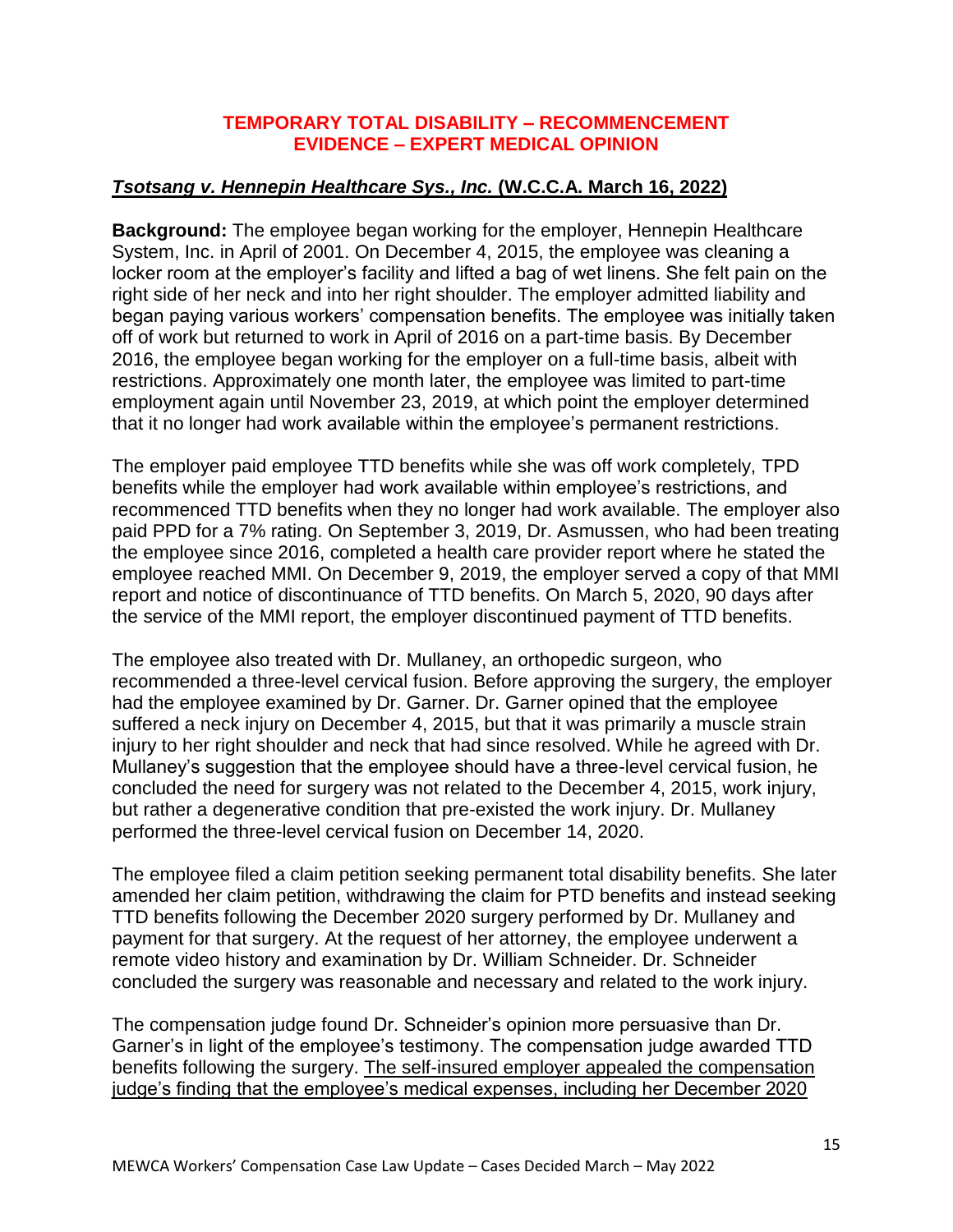## TEMPORARY TOTAL DISABILITY – RECOMMENCEMENT
## EVIDENCE – EXPERT MEDICAL OPINION

### ***Tsotsang v. Hennepin Healthcare Sys., Inc.*** **(W.C.C.A. March 16, 2022)**

**Background:** The employee began working for the employer, Hennepin Healthcare System, Inc. in April of 2001. On December 4, 2015, the employee was cleaning a locker room at the employer's facility and lifted a bag of wet linens. She felt pain on the right side of her neck and into her right shoulder. The employer admitted liability and began paying various workers' compensation benefits. The employee was initially taken off of work but returned to work in April of 2016 on a part-time basis. By December 2016, the employee began working for the employer on a full-time basis, albeit with restrictions. Approximately one month later, the employee was limited to part-time employment again until November 23, 2019, at which point the employer determined that it no longer had work available within the employee's permanent restrictions.

The employer paid employee TTD benefits while she was off work completely, TPD benefits while the employer had work available within employee's restrictions, and recommenced TTD benefits when they no longer had work available. The employer also paid PPD for a 7% rating. On September 3, 2019, Dr. Asmussen, who had been treating the employee since 2016, completed a health care provider report where he stated the employee reached MMI. On December 9, 2019, the employer served a copy of that MMI report and notice of discontinuance of TTD benefits. On March 5, 2020, 90 days after the service of the MMI report, the employer discontinued payment of TTD benefits.

The employee also treated with Dr. Mullaney, an orthopedic surgeon, who recommended a three-level cervical fusion. Before approving the surgery, the employer had the employee examined by Dr. Garner. Dr. Garner opined that the employee suffered a neck injury on December 4, 2015, but that it was primarily a muscle strain injury to her right shoulder and neck that had since resolved. While he agreed with Dr. Mullaney's suggestion that the employee should have a three-level cervical fusion, he concluded the need for surgery was not related to the December 4, 2015, work injury, but rather a degenerative condition that pre-existed the work injury. Dr. Mullaney performed the three-level cervical fusion on December 14, 2020.

The employee filed a claim petition seeking permanent total disability benefits. She later amended her claim petition, withdrawing the claim for PTD benefits and instead seeking TTD benefits following the December 2020 surgery performed by Dr. Mullaney and payment for that surgery. At the request of her attorney, the employee underwent a remote video history and examination by Dr. William Schneider. Dr. Schneider concluded the surgery was reasonable and necessary and related to the work injury.

The compensation judge found Dr. Schneider's opinion more persuasive than Dr. Garner's in light of the employee's testimony. The compensation judge awarded TTD benefits following the surgery. <u>The self-insured employer appealed the compensation judge's finding that the employee's medical expenses, including her December 2020</u>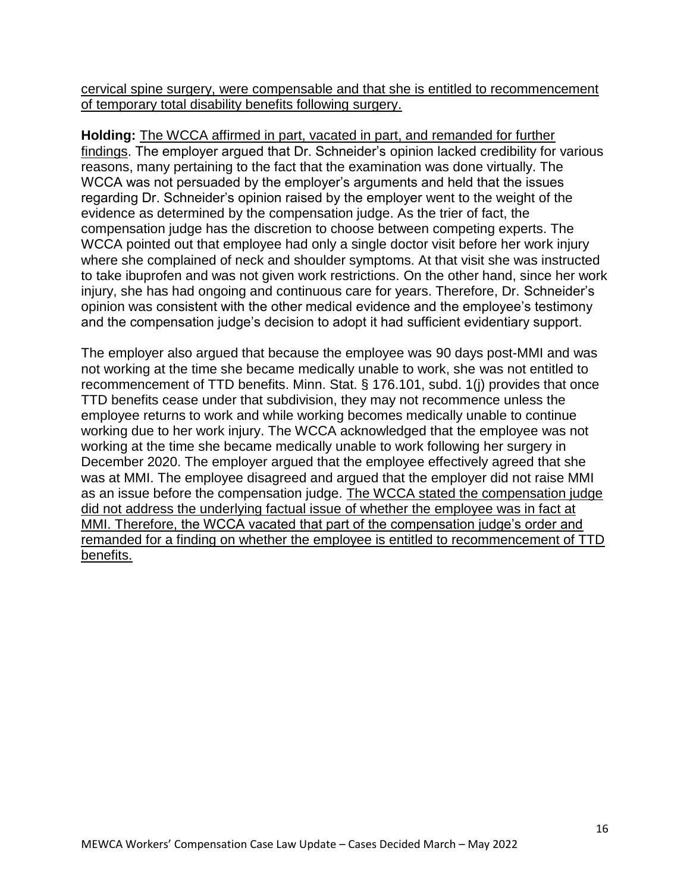cervical spine surgery, were compensable and that she is entitled to recommencement of temporary total disability benefits following surgery.

**Holding:** The WCCA affirmed in part, vacated in part, and remanded for further findings. The employer argued that Dr. Schneider's opinion lacked credibility for various reasons, many pertaining to the fact that the examination was done virtually. The WCCA was not persuaded by the employer's arguments and held that the issues regarding Dr. Schneider's opinion raised by the employer went to the weight of the evidence as determined by the compensation judge. As the trier of fact, the compensation judge has the discretion to choose between competing experts. The WCCA pointed out that employee had only a single doctor visit before her work injury where she complained of neck and shoulder symptoms. At that visit she was instructed to take ibuprofen and was not given work restrictions. On the other hand, since her work injury, she has had ongoing and continuous care for years. Therefore, Dr. Schneider's opinion was consistent with the other medical evidence and the employee's testimony and the compensation judge's decision to adopt it had sufficient evidentiary support.

The employer also argued that because the employee was 90 days post-MMI and was not working at the time she became medically unable to work, she was not entitled to recommencement of TTD benefits. Minn. Stat. § 176.101, subd. 1(j) provides that once TTD benefits cease under that subdivision, they may not recommence unless the employee returns to work and while working becomes medically unable to continue working due to her work injury. The WCCA acknowledged that the employee was not working at the time she became medically unable to work following her surgery in December 2020. The employer argued that the employee effectively agreed that she was at MMI. The employee disagreed and argued that the employer did not raise MMI as an issue before the compensation judge. The WCCA stated the compensation judge did not address the underlying factual issue of whether the employee was in fact at MMI. Therefore, the WCCA vacated that part of the compensation judge's order and remanded for a finding on whether the employee is entitled to recommencement of TTD benefits.